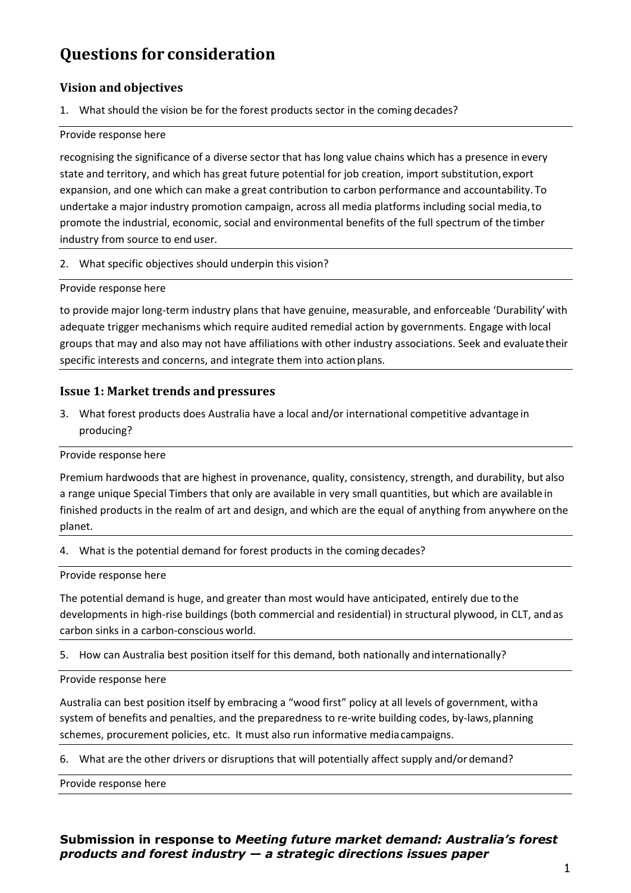# Questions for consideration

## Vision and objectives

1. What should the vision be for the forest products sector in the coming decades?

Provide response here

recognising the significance of a diverse sector that has long value chains which has a presence in every state and territory, and which has great future potential for job creation, import substitution, export expansion, and one which can make a great contribution to carbon performance and accountability. To undertake a major industry promotion campaign, across all media platforms including social media, to promote the industrial, economic, social and environmental benefits of the full spectrum of the timber industry from source to end user.

2. What specific objectives should underpin this vision?

Provide response here

to provide major long-term industry plans that have genuine, measurable, and enforceable 'Durability' with adequate trigger mechanisms which require audited remedial action by governments. Engage with local groups that may and also may not have affiliations with other industry associations. Seek and evaluate their specific interests and concerns, and integrate them into action plans.

## Issue 1: Market trends and pressures

3. What forest products does Australia have a local and/or international competitive advantage in producing?

Provide response here

Premium hardwoods that are highest in provenance, quality, consistency, strength, and durability, but also a range unique Special Timbers that only are available in very small quantities, but which are available in finished products in the realm of art and design, and which are the equal of anything from anywhere on the planet.

4. What is the potential demand for forest products in the coming decades?

Provide response here

The potential demand is huge, and greater than most would have anticipated, entirely due to the developments in high-rise buildings (both commercial and residential) in structural plywood, in CLT, and as carbon sinks in a carbon-conscious world.

5. How can Australia best position itself for this demand, both nationally and internationally?

Provide response here

Australia can best position itself by embracing a "wood first" policy at all levels of government, with a system of benefits and penalties, and the preparedness to re-write building codes, by-laws, planning schemes, procurement policies, etc. It must also run informative media campaigns.

6. What are the other drivers or disruptions that will potentially affect supply and/or demand?

Provide response here

**Submission in response to *Meeting future market demand: Australia's forest products and forest industry — a strategic directions issues paper***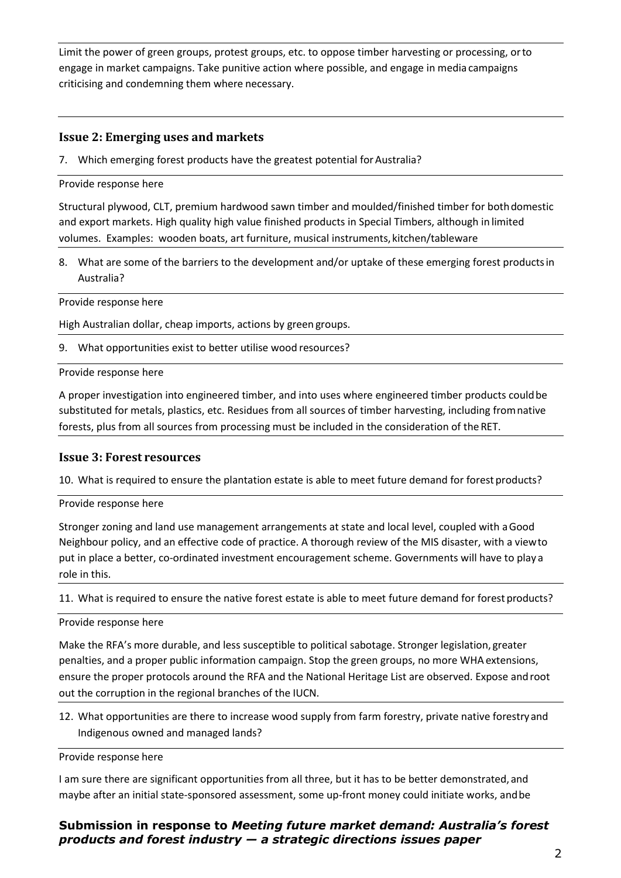Limit the power of green groups, protest groups, etc. to oppose timber harvesting or processing, or to engage in market campaigns. Take punitive action where possible, and engage in media campaigns criticising and condemning them where necessary.

## Issue 2: Emerging uses and markets

7. Which emerging forest products have the greatest potential for Australia?

Provide response here

Structural plywood, CLT, premium hardwood sawn timber and moulded/finished timber for both domestic and export markets. High quality high value finished products in Special Timbers, although in limited volumes. Examples: wooden boats, art furniture, musical instruments, kitchen/tableware

8. What are some of the barriers to the development and/or uptake of these emerging forest products in Australia?

Provide response here

High Australian dollar, cheap imports, actions by green groups.

9. What opportunities exist to better utilise wood resources?

Provide response here

A proper investigation into engineered timber, and into uses where engineered timber products could be substituted for metals, plastics, etc. Residues from all sources of timber harvesting, including from native forests, plus from all sources from processing must be included in the consideration of the RET.

## Issue 3: Forest resources

10. What is required to ensure the plantation estate is able to meet future demand for forest products?

Provide response here

Stronger zoning and land use management arrangements at state and local level, coupled with a Good Neighbour policy, and an effective code of practice. A thorough review of the MIS disaster, with a view to put in place a better, co-ordinated investment encouragement scheme. Governments will have to play a role in this.

11. What is required to ensure the native forest estate is able to meet future demand for forest products?

Provide response here

Make the RFA's more durable, and less susceptible to political sabotage. Stronger legislation, greater penalties, and a proper public information campaign. Stop the green groups, no more WHA extensions, ensure the proper protocols around the RFA and the National Heritage List are observed. Expose and root out the corruption in the regional branches of the IUCN.

12. What opportunities are there to increase wood supply from farm forestry, private native forestry and Indigenous owned and managed lands?

Provide response here

I am sure there are significant opportunities from all three, but it has to be better demonstrated, and maybe after an initial state-sponsored assessment, some up-front money could initiate works, and be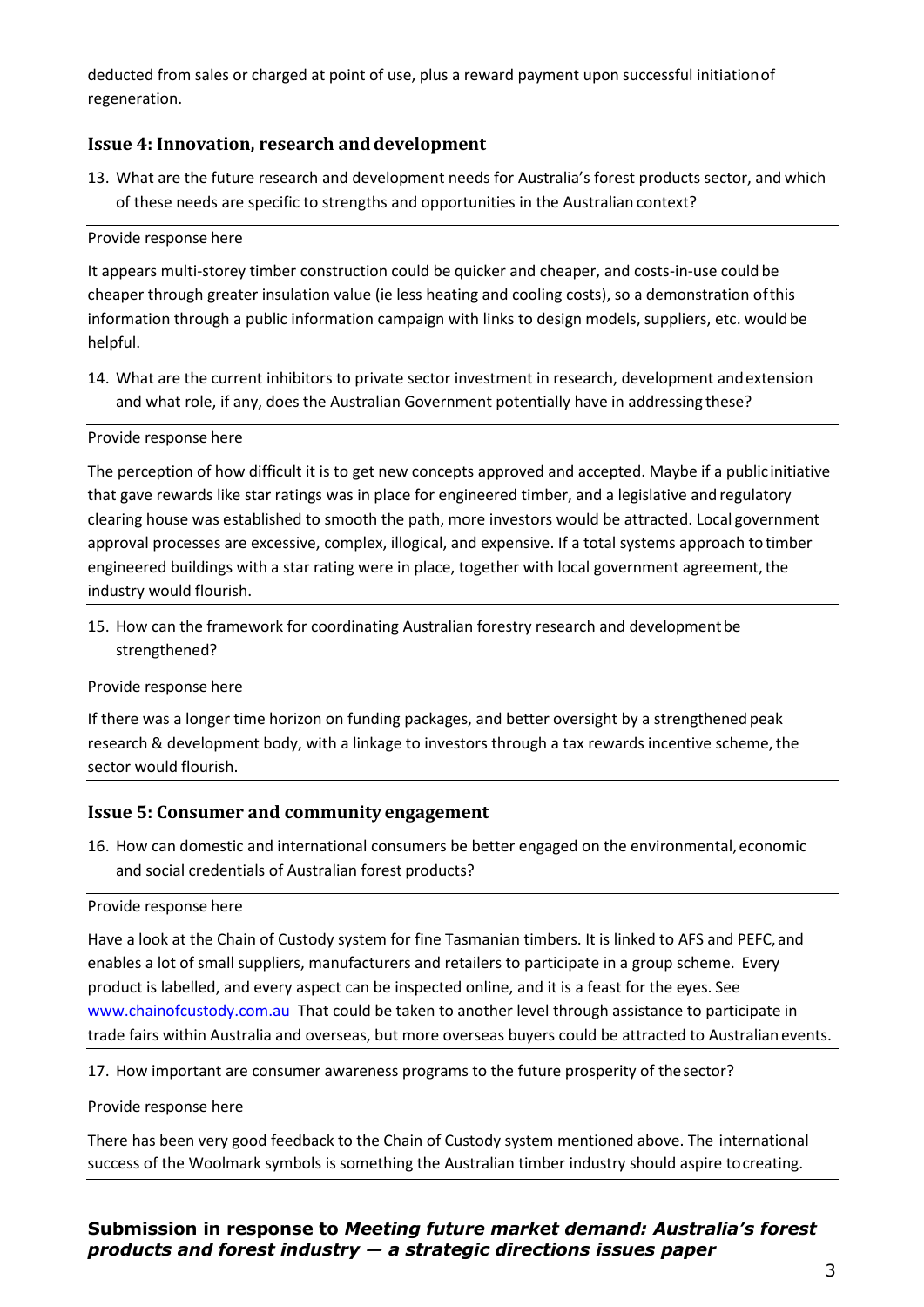deducted from sales or charged at point of use, plus a reward payment upon successful initiation of regeneration.

### Issue 4: Innovation, research and development

13. What are the future research and development needs for Australia's forest products sector, and which of these needs are specific to strengths and opportunities in the Australian context?

Provide response here

It appears multi-storey timber construction could be quicker and cheaper, and costs-in-use could be cheaper through greater insulation value (ie less heating and cooling costs), so a demonstration of this information through a public information campaign with links to design models, suppliers, etc. would be helpful.

14. What are the current inhibitors to private sector investment in research, development and extension and what role, if any, does the Australian Government potentially have in addressing these?

Provide response here

The perception of how difficult it is to get new concepts approved and accepted. Maybe if a public initiative that gave rewards like star ratings was in place for engineered timber, and a legislative and regulatory clearing house was established to smooth the path, more investors would be attracted. Local government approval processes are excessive, complex, illogical, and expensive. If a total systems approach to timber engineered buildings with a star rating were in place, together with local government agreement, the industry would flourish.

15. How can the framework for coordinating Australian forestry research and development be strengthened?

Provide response here

If there was a longer time horizon on funding packages, and better oversight by a strengthened peak research & development body, with a linkage to investors through a tax rewards incentive scheme, the sector would flourish.

### Issue 5: Consumer and community engagement

16. How can domestic and international consumers be better engaged on the environmental, economic and social credentials of Australian forest products?

Provide response here

Have a look at the Chain of Custody system for fine Tasmanian timbers. It is linked to AFS and PEFC, and enables a lot of small suppliers, manufacturers and retailers to participate in a group scheme. Every product is labelled, and every aspect can be inspected online, and it is a feast for the eyes. See www.chainofcustody.com.au That could be taken to another level through assistance to participate in trade fairs within Australia and overseas, but more overseas buyers could be attracted to Australian events.

17. How important are consumer awareness programs to the future prosperity of the sector?

Provide response here

There has been very good feedback to the Chain of Custody system mentioned above. The international success of the Woolmark symbols is something the Australian timber industry should aspire to creating.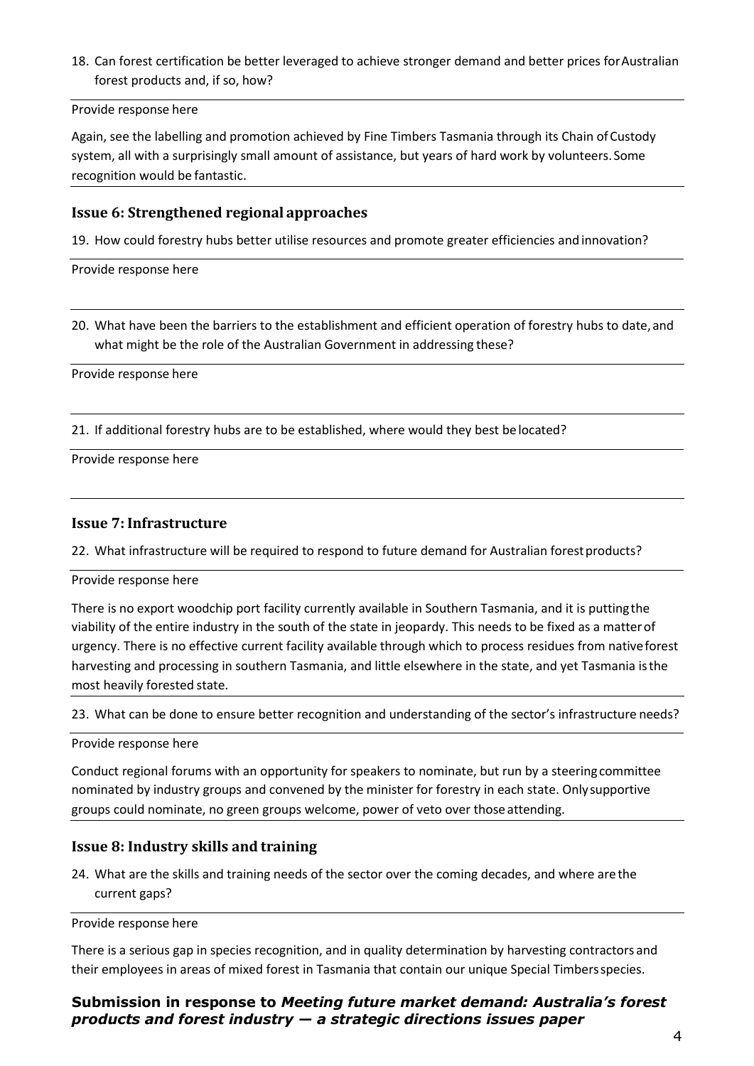18. Can forest certification be better leveraged to achieve stronger demand and better prices for Australian forest products and, if so, how?

Provide response here

Again, see the labelling and promotion achieved by Fine Timbers Tasmania through its Chain of Custody system, all with a surprisingly small amount of assistance, but years of hard work by volunteers. Some recognition would be fantastic.

### Issue 6: Strengthened regional approaches

19. How could forestry hubs better utilise resources and promote greater efficiencies and innovation?

Provide response here

20. What have been the barriers to the establishment and efficient operation of forestry hubs to date, and what might be the role of the Australian Government in addressing these?

Provide response here

21. If additional forestry hubs are to be established, where would they best be located?

Provide response here

### Issue 7: Infrastructure

22. What infrastructure will be required to respond to future demand for Australian forest products?

Provide response here

There is no export woodchip port facility currently available in Southern Tasmania, and it is putting the viability of the entire industry in the south of the state in jeopardy. This needs to be fixed as a matter of urgency. There is no effective current facility available through which to process residues from native forest harvesting and processing in southern Tasmania, and little elsewhere in the state, and yet Tasmania is the most heavily forested state.

23. What can be done to ensure better recognition and understanding of the sector's infrastructure needs?

Provide response here

Conduct regional forums with an opportunity for speakers to nominate, but run by a steering committee nominated by industry groups and convened by the minister for forestry in each state. Only supportive groups could nominate, no green groups welcome, power of veto over those attending.

### Issue 8: Industry skills and training

24. What are the skills and training needs of the sector over the coming decades, and where are the current gaps?

Provide response here

There is a serious gap in species recognition, and in quality determination by harvesting contractors and their employees in areas of mixed forest in Tasmania that contain our unique Special Timbers species.

**Submission in response to *Meeting future market demand: Australia's forest products and forest industry — a strategic directions issues paper***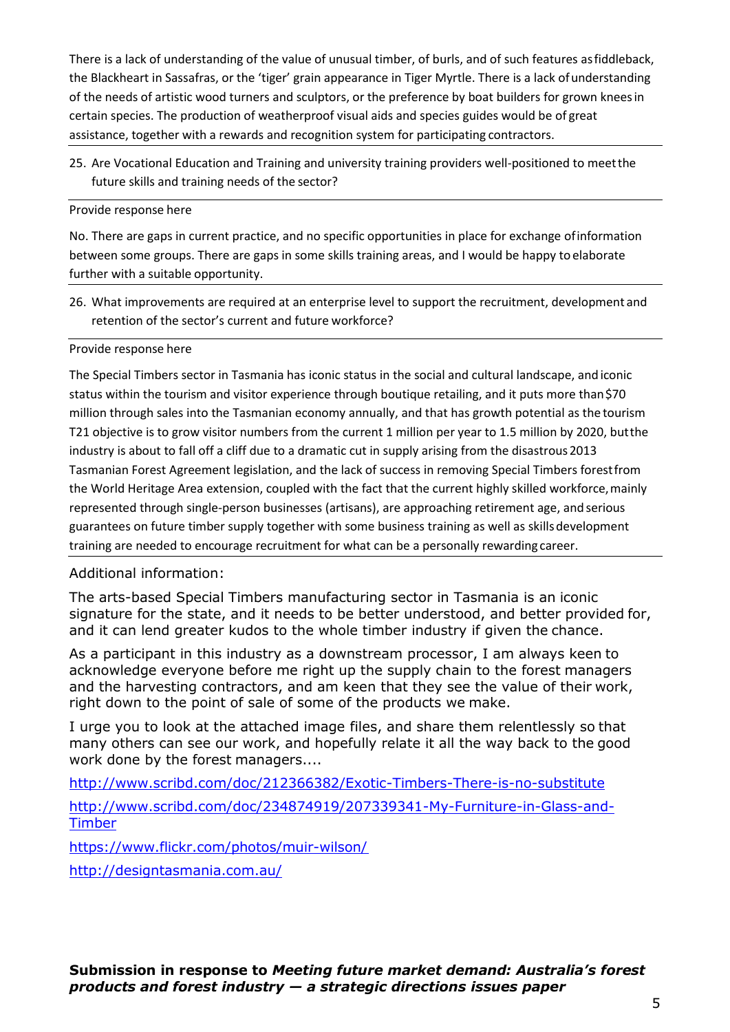There is a lack of understanding of the value of unusual timber, of burls, and of such features as fiddleback, the Blackheart in Sassafras, or the 'tiger' grain appearance in Tiger Myrtle. There is a lack of understanding of the needs of artistic wood turners and sculptors, or the preference by boat builders for grown knees in certain species. The production of weatherproof visual aids and species guides would be of great assistance, together with a rewards and recognition system for participating contractors.

25. Are Vocational Education and Training and university training providers well-positioned to meet the future skills and training needs of the sector?

Provide response here

No. There are gaps in current practice, and no specific opportunities in place for exchange of information between some groups. There are gaps in some skills training areas, and I would be happy to elaborate further with a suitable opportunity.

26. What improvements are required at an enterprise level to support the recruitment, development and retention of the sector's current and future workforce?

Provide response here

The Special Timbers sector in Tasmania has iconic status in the social and cultural landscape, and iconic status within the tourism and visitor experience through boutique retailing, and it puts more than $70 million through sales into the Tasmanian economy annually, and that has growth potential as the tourism T21 objective is to grow visitor numbers from the current 1 million per year to 1.5 million by 2020, but the industry is about to fall off a cliff due to a dramatic cut in supply arising from the disastrous 2013 Tasmanian Forest Agreement legislation, and the lack of success in removing Special Timbers forest from the World Heritage Area extension, coupled with the fact that the current highly skilled workforce, mainly represented through single-person businesses (artisans), are approaching retirement age, and serious guarantees on future timber supply together with some business training as well as skills development training are needed to encourage recruitment for what can be a personally rewarding career.

Additional information:

The arts-based Special Timbers manufacturing sector in Tasmania is an iconic signature for the state, and it needs to be better understood, and better provided for, and it can lend greater kudos to the whole timber industry if given the chance.

As a participant in this industry as a downstream processor, I am always keen to acknowledge everyone before me right up the supply chain to the forest managers and the harvesting contractors, and am keen that they see the value of their work, right down to the point of sale of some of the products we make.

I urge you to look at the attached image files, and share them relentlessly so that many others can see our work, and hopefully relate it all the way back to the good work done by the forest managers....

http://www.scribd.com/doc/212366382/Exotic-Timbers-There-is-no-substitute

http://www.scribd.com/doc/234874919/207339341-My-Furniture-in-Glass-and-Timber

https://www.flickr.com/photos/muir-wilson/

http://designtasmania.com.au/

**Submission in response to *Meeting future market demand: Australia's forest products and forest industry — a strategic directions issues paper***